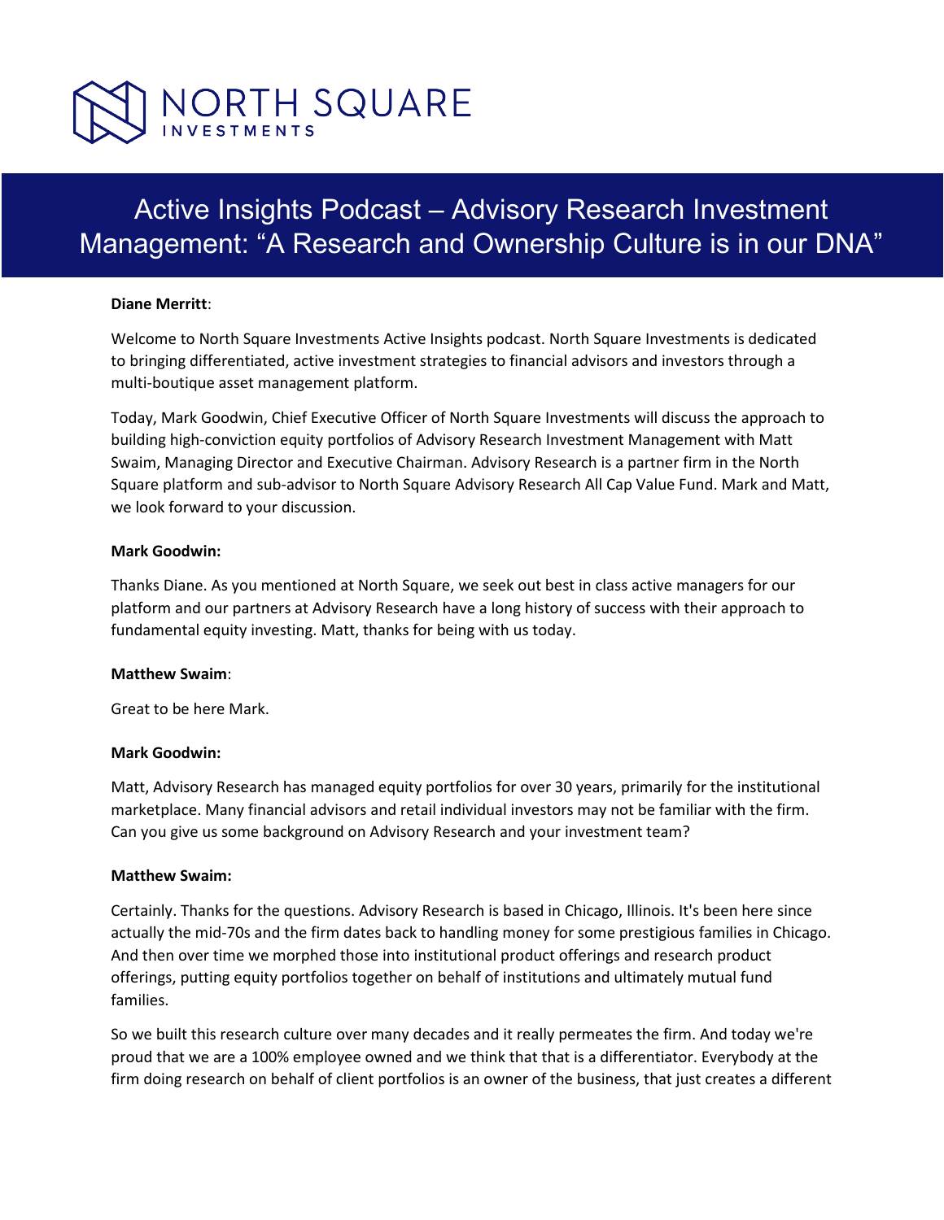NORTH SQUARE INVESTMENTS

# Active Insights Podcast – Advisory Research Investment Management: "A Research and Ownership Culture is in our DNA"

**Diane Merritt**:

Welcome to North Square Investments Active Insights podcast. North Square Investments is dedicated to bringing differentiated, active investment strategies to financial advisors and investors through a multi-boutique asset management platform.

Today, Mark Goodwin, Chief Executive Officer of North Square Investments will discuss the approach to building high-conviction equity portfolios of Advisory Research Investment Management with Matt Swaim, Managing Director and Executive Chairman. Advisory Research is a partner firm in the North Square platform and sub-advisor to North Square Advisory Research All Cap Value Fund. Mark and Matt, we look forward to your discussion.

**Mark Goodwin:**

Thanks Diane. As you mentioned at North Square, we seek out best in class active managers for our platform and our partners at Advisory Research have a long history of success with their approach to fundamental equity investing. Matt, thanks for being with us today.

**Matthew Swaim**:

Great to be here Mark.

**Mark Goodwin:**

Matt, Advisory Research has managed equity portfolios for over 30 years, primarily for the institutional marketplace. Many financial advisors and retail individual investors may not be familiar with the firm. Can you give us some background on Advisory Research and your investment team?

**Matthew Swaim:**

Certainly. Thanks for the questions. Advisory Research is based in Chicago, Illinois. It's been here since actually the mid-70s and the firm dates back to handling money for some prestigious families in Chicago. And then over time we morphed those into institutional product offerings and research product offerings, putting equity portfolios together on behalf of institutions and ultimately mutual fund families.

So we built this research culture over many decades and it really permeates the firm. And today we're proud that we are a 100% employee owned and we think that that is a differentiator. Everybody at the firm doing research on behalf of client portfolios is an owner of the business, that just creates a different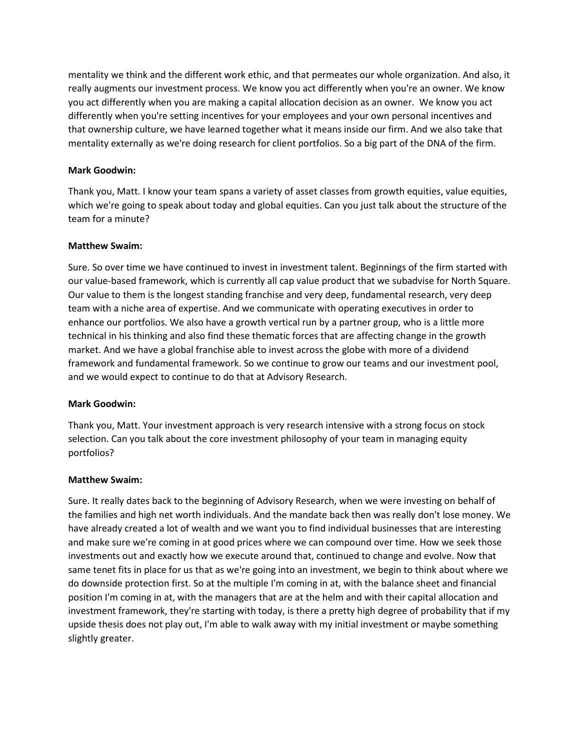mentality we think and the different work ethic, and that permeates our whole organization. And also, it really augments our investment process. We know you act differently when you're an owner. We know you act differently when you are making a capital allocation decision as an owner. We know you act differently when you're setting incentives for your employees and your own personal incentives and that ownership culture, we have learned together what it means inside our firm. And we also take that mentality externally as we're doing research for client portfolios. So a big part of the DNA of the firm.

**Mark Goodwin:**

Thank you, Matt. I know your team spans a variety of asset classes from growth equities, value equities, which we're going to speak about today and global equities. Can you just talk about the structure of the team for a minute?

**Matthew Swaim:**

Sure. So over time we have continued to invest in investment talent. Beginnings of the firm started with our value-based framework, which is currently all cap value product that we subadvise for North Square. Our value to them is the longest standing franchise and very deep, fundamental research, very deep team with a niche area of expertise. And we communicate with operating executives in order to enhance our portfolios. We also have a growth vertical run by a partner group, who is a little more technical in his thinking and also find these thematic forces that are affecting change in the growth market. And we have a global franchise able to invest across the globe with more of a dividend framework and fundamental framework. So we continue to grow our teams and our investment pool, and we would expect to continue to do that at Advisory Research.

**Mark Goodwin:**

Thank you, Matt. Your investment approach is very research intensive with a strong focus on stock selection. Can you talk about the core investment philosophy of your team in managing equity portfolios?

**Matthew Swaim:**

Sure. It really dates back to the beginning of Advisory Research, when we were investing on behalf of the families and high net worth individuals. And the mandate back then was really don't lose money. We have already created a lot of wealth and we want you to find individual businesses that are interesting and make sure we're coming in at good prices where we can compound over time. How we seek those investments out and exactly how we execute around that, continued to change and evolve. Now that same tenet fits in place for us that as we're going into an investment, we begin to think about where we do downside protection first. So at the multiple I'm coming in at, with the balance sheet and financial position I'm coming in at, with the managers that are at the helm and with their capital allocation and investment framework, they're starting with today, is there a pretty high degree of probability that if my upside thesis does not play out, I'm able to walk away with my initial investment or maybe something slightly greater.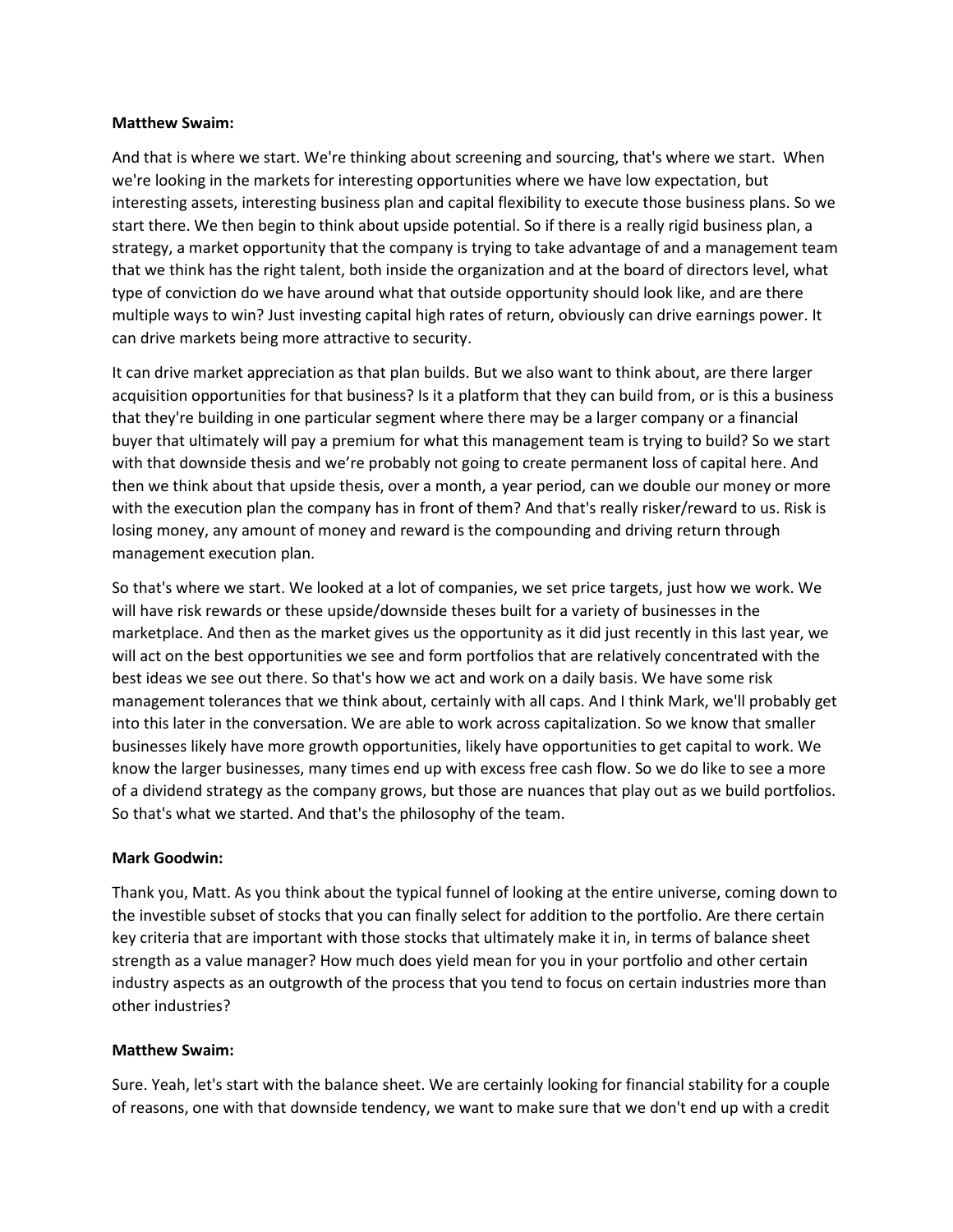**Matthew Swaim:**

And that is where we start. We're thinking about screening and sourcing, that's where we start. When we're looking in the markets for interesting opportunities where we have low expectation, but interesting assets, interesting business plan and capital flexibility to execute those business plans. So we start there. We then begin to think about upside potential. So if there is a really rigid business plan, a strategy, a market opportunity that the company is trying to take advantage of and a management team that we think has the right talent, both inside the organization and at the board of directors level, what type of conviction do we have around what that outside opportunity should look like, and are there multiple ways to win? Just investing capital high rates of return, obviously can drive earnings power. It can drive markets being more attractive to security.

It can drive market appreciation as that plan builds. But we also want to think about, are there larger acquisition opportunities for that business? Is it a platform that they can build from, or is this a business that they're building in one particular segment where there may be a larger company or a financial buyer that ultimately will pay a premium for what this management team is trying to build? So we start with that downside thesis and we're probably not going to create permanent loss of capital here. And then we think about that upside thesis, over a month, a year period, can we double our money or more with the execution plan the company has in front of them? And that's really risker/reward to us. Risk is losing money, any amount of money and reward is the compounding and driving return through management execution plan.

So that's where we start. We looked at a lot of companies, we set price targets, just how we work. We will have risk rewards or these upside/downside theses built for a variety of businesses in the marketplace. And then as the market gives us the opportunity as it did just recently in this last year, we will act on the best opportunities we see and form portfolios that are relatively concentrated with the best ideas we see out there. So that's how we act and work on a daily basis. We have some risk management tolerances that we think about, certainly with all caps. And I think Mark, we'll probably get into this later in the conversation. We are able to work across capitalization. So we know that smaller businesses likely have more growth opportunities, likely have opportunities to get capital to work. We know the larger businesses, many times end up with excess free cash flow. So we do like to see a more of a dividend strategy as the company grows, but those are nuances that play out as we build portfolios. So that's what we started. And that's the philosophy of the team.

**Mark Goodwin:**

Thank you, Matt. As you think about the typical funnel of looking at the entire universe, coming down to the investible subset of stocks that you can finally select for addition to the portfolio. Are there certain key criteria that are important with those stocks that ultimately make it in, in terms of balance sheet strength as a value manager? How much does yield mean for you in your portfolio and other certain industry aspects as an outgrowth of the process that you tend to focus on certain industries more than other industries?

**Matthew Swaim:**

Sure. Yeah, let's start with the balance sheet. We are certainly looking for financial stability for a couple of reasons, one with that downside tendency, we want to make sure that we don't end up with a credit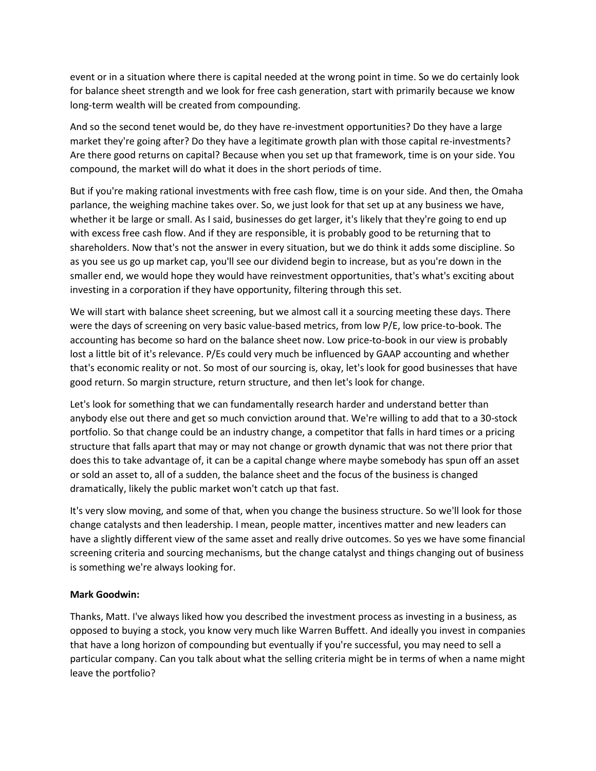event or in a situation where there is capital needed at the wrong point in time. So we do certainly look for balance sheet strength and we look for free cash generation, start with primarily because we know long-term wealth will be created from compounding.

And so the second tenet would be, do they have re-investment opportunities? Do they have a large market they're going after? Do they have a legitimate growth plan with those capital re-investments? Are there good returns on capital? Because when you set up that framework, time is on your side. You compound, the market will do what it does in the short periods of time.

But if you're making rational investments with free cash flow, time is on your side. And then, the Omaha parlance, the weighing machine takes over. So, we just look for that set up at any business we have, whether it be large or small. As I said, businesses do get larger, it's likely that they're going to end up with excess free cash flow. And if they are responsible, it is probably good to be returning that to shareholders. Now that's not the answer in every situation, but we do think it adds some discipline. So as you see us go up market cap, you'll see our dividend begin to increase, but as you're down in the smaller end, we would hope they would have reinvestment opportunities, that's what's exciting about investing in a corporation if they have opportunity, filtering through this set.

We will start with balance sheet screening, but we almost call it a sourcing meeting these days. There were the days of screening on very basic value-based metrics, from low P/E, low price-to-book. The accounting has become so hard on the balance sheet now. Low price-to-book in our view is probably lost a little bit of it's relevance. P/Es could very much be influenced by GAAP accounting and whether that's economic reality or not. So most of our sourcing is, okay, let's look for good businesses that have good return. So margin structure, return structure, and then let's look for change.

Let's look for something that we can fundamentally research harder and understand better than anybody else out there and get so much conviction around that. We're willing to add that to a 30-stock portfolio. So that change could be an industry change, a competitor that falls in hard times or a pricing structure that falls apart that may or may not change or growth dynamic that was not there prior that does this to take advantage of, it can be a capital change where maybe somebody has spun off an asset or sold an asset to, all of a sudden, the balance sheet and the focus of the business is changed dramatically, likely the public market won't catch up that fast.

It's very slow moving, and some of that, when you change the business structure. So we'll look for those change catalysts and then leadership. I mean, people matter, incentives matter and new leaders can have a slightly different view of the same asset and really drive outcomes. So yes we have some financial screening criteria and sourcing mechanisms, but the change catalyst and things changing out of business is something we're always looking for.

**Mark Goodwin:**

Thanks, Matt. I've always liked how you described the investment process as investing in a business, as opposed to buying a stock, you know very much like Warren Buffett. And ideally you invest in companies that have a long horizon of compounding but eventually if you're successful, you may need to sell a particular company. Can you talk about what the selling criteria might be in terms of when a name might leave the portfolio?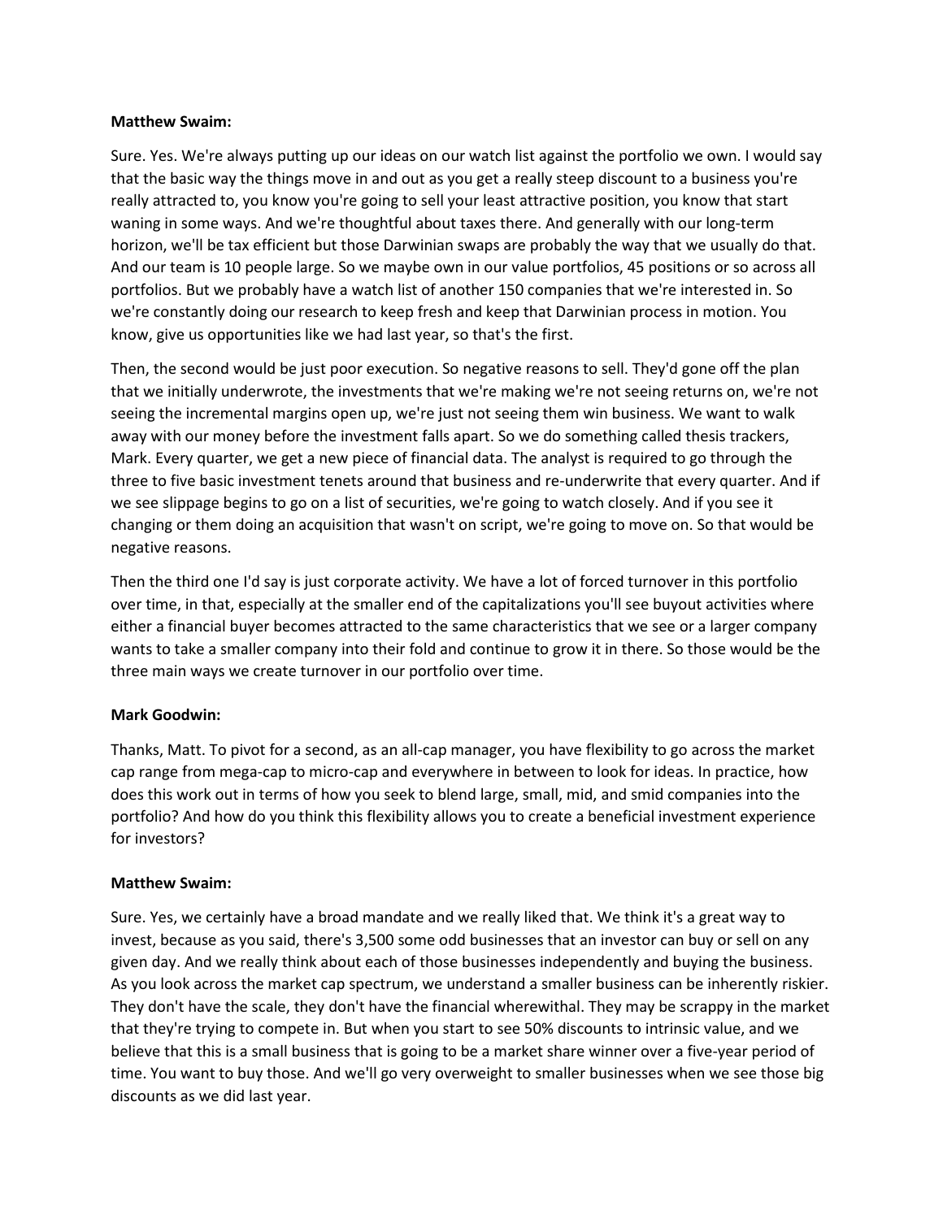**Matthew Swaim:**

Sure. Yes. We're always putting up our ideas on our watch list against the portfolio we own. I would say that the basic way the things move in and out as you get a really steep discount to a business you're really attracted to, you know you're going to sell your least attractive position, you know that start waning in some ways. And we're thoughtful about taxes there. And generally with our long-term horizon, we'll be tax efficient but those Darwinian swaps are probably the way that we usually do that. And our team is 10 people large. So we maybe own in our value portfolios, 45 positions or so across all portfolios. But we probably have a watch list of another 150 companies that we're interested in. So we're constantly doing our research to keep fresh and keep that Darwinian process in motion. You know, give us opportunities like we had last year, so that's the first.

Then, the second would be just poor execution. So negative reasons to sell. They'd gone off the plan that we initially underwrote, the investments that we're making we're not seeing returns on, we're not seeing the incremental margins open up, we're just not seeing them win business. We want to walk away with our money before the investment falls apart. So we do something called thesis trackers, Mark. Every quarter, we get a new piece of financial data. The analyst is required to go through the three to five basic investment tenets around that business and re-underwrite that every quarter. And if we see slippage begins to go on a list of securities, we're going to watch closely. And if you see it changing or them doing an acquisition that wasn't on script, we're going to move on. So that would be negative reasons.

Then the third one I'd say is just corporate activity. We have a lot of forced turnover in this portfolio over time, in that, especially at the smaller end of the capitalizations you'll see buyout activities where either a financial buyer becomes attracted to the same characteristics that we see or a larger company wants to take a smaller company into their fold and continue to grow it in there. So those would be the three main ways we create turnover in our portfolio over time.

**Mark Goodwin:**

Thanks, Matt. To pivot for a second, as an all-cap manager, you have flexibility to go across the market cap range from mega-cap to micro-cap and everywhere in between to look for ideas. In practice, how does this work out in terms of how you seek to blend large, small, mid, and smid companies into the portfolio? And how do you think this flexibility allows you to create a beneficial investment experience for investors?

**Matthew Swaim:**

Sure. Yes, we certainly have a broad mandate and we really liked that. We think it's a great way to invest, because as you said, there's 3,500 some odd businesses that an investor can buy or sell on any given day. And we really think about each of those businesses independently and buying the business. As you look across the market cap spectrum, we understand a smaller business can be inherently riskier. They don't have the scale, they don't have the financial wherewithal. They may be scrappy in the market that they're trying to compete in. But when you start to see 50% discounts to intrinsic value, and we believe that this is a small business that is going to be a market share winner over a five-year period of time. You want to buy those. And we'll go very overweight to smaller businesses when we see those big discounts as we did last year.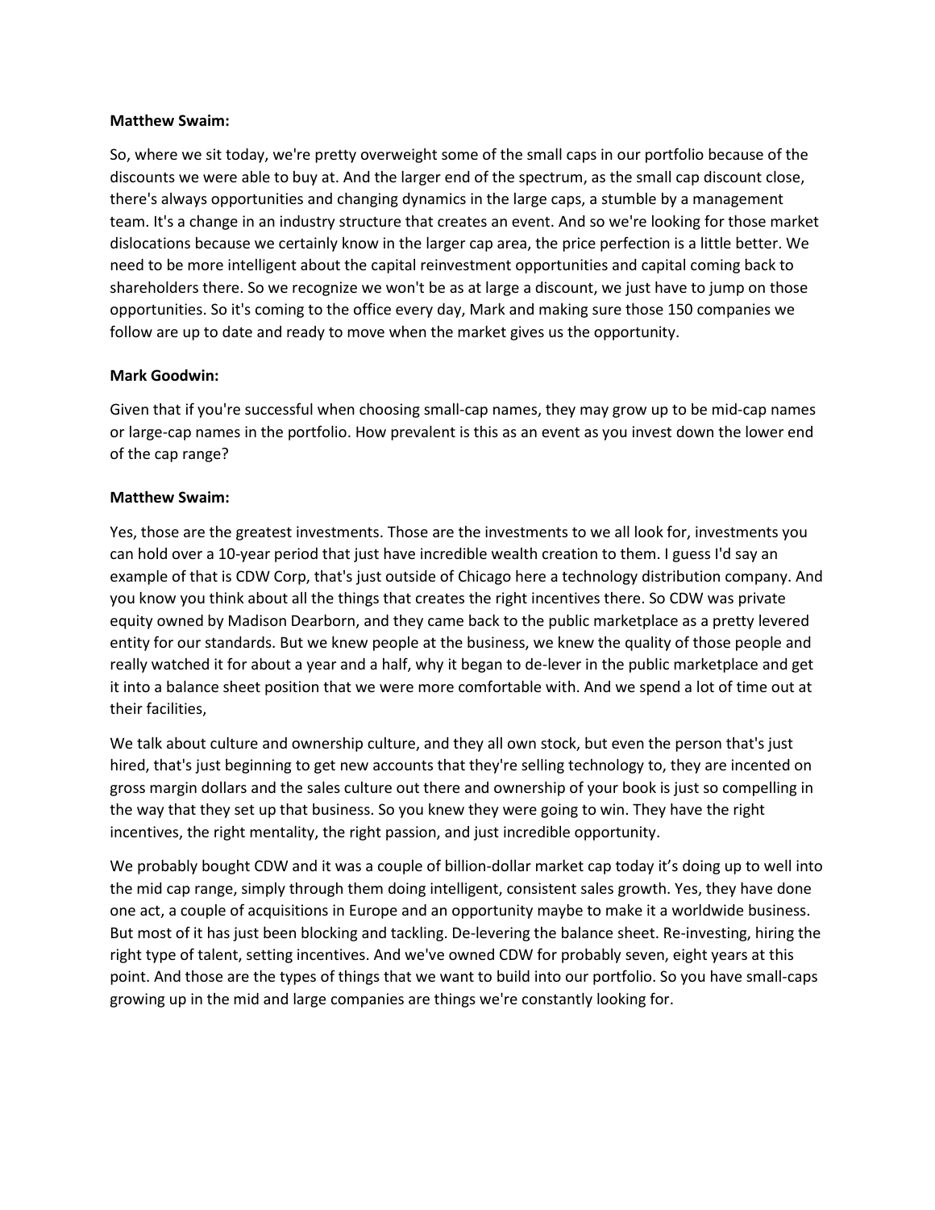**Matthew Swaim:**

So, where we sit today, we're pretty overweight some of the small caps in our portfolio because of the discounts we were able to buy at. And the larger end of the spectrum, as the small cap discount close, there's always opportunities and changing dynamics in the large caps, a stumble by a management team. It's a change in an industry structure that creates an event. And so we're looking for those market dislocations because we certainly know in the larger cap area, the price perfection is a little better. We need to be more intelligent about the capital reinvestment opportunities and capital coming back to shareholders there. So we recognize we won't be as at large a discount, we just have to jump on those opportunities. So it's coming to the office every day, Mark and making sure those 150 companies we follow are up to date and ready to move when the market gives us the opportunity.

**Mark Goodwin:**

Given that if you're successful when choosing small-cap names, they may grow up to be mid-cap names or large-cap names in the portfolio. How prevalent is this as an event as you invest down the lower end of the cap range?

**Matthew Swaim:**

Yes, those are the greatest investments. Those are the investments to we all look for, investments you can hold over a 10-year period that just have incredible wealth creation to them. I guess I'd say an example of that is CDW Corp, that's just outside of Chicago here a technology distribution company. And you know you think about all the things that creates the right incentives there. So CDW was private equity owned by Madison Dearborn, and they came back to the public marketplace as a pretty levered entity for our standards. But we knew people at the business, we knew the quality of those people and really watched it for about a year and a half, why it began to de-lever in the public marketplace and get it into a balance sheet position that we were more comfortable with. And we spend a lot of time out at their facilities,

We talk about culture and ownership culture, and they all own stock, but even the person that's just hired, that's just beginning to get new accounts that they're selling technology to, they are incented on gross margin dollars and the sales culture out there and ownership of your book is just so compelling in the way that they set up that business. So you knew they were going to win. They have the right incentives, the right mentality, the right passion, and just incredible opportunity.

We probably bought CDW and it was a couple of billion-dollar market cap today it's doing up to well into the mid cap range, simply through them doing intelligent, consistent sales growth. Yes, they have done one act, a couple of acquisitions in Europe and an opportunity maybe to make it a worldwide business. But most of it has just been blocking and tackling. De-levering the balance sheet. Re-investing, hiring the right type of talent, setting incentives. And we've owned CDW for probably seven, eight years at this point. And those are the types of things that we want to build into our portfolio. So you have small-caps growing up in the mid and large companies are things we're constantly looking for.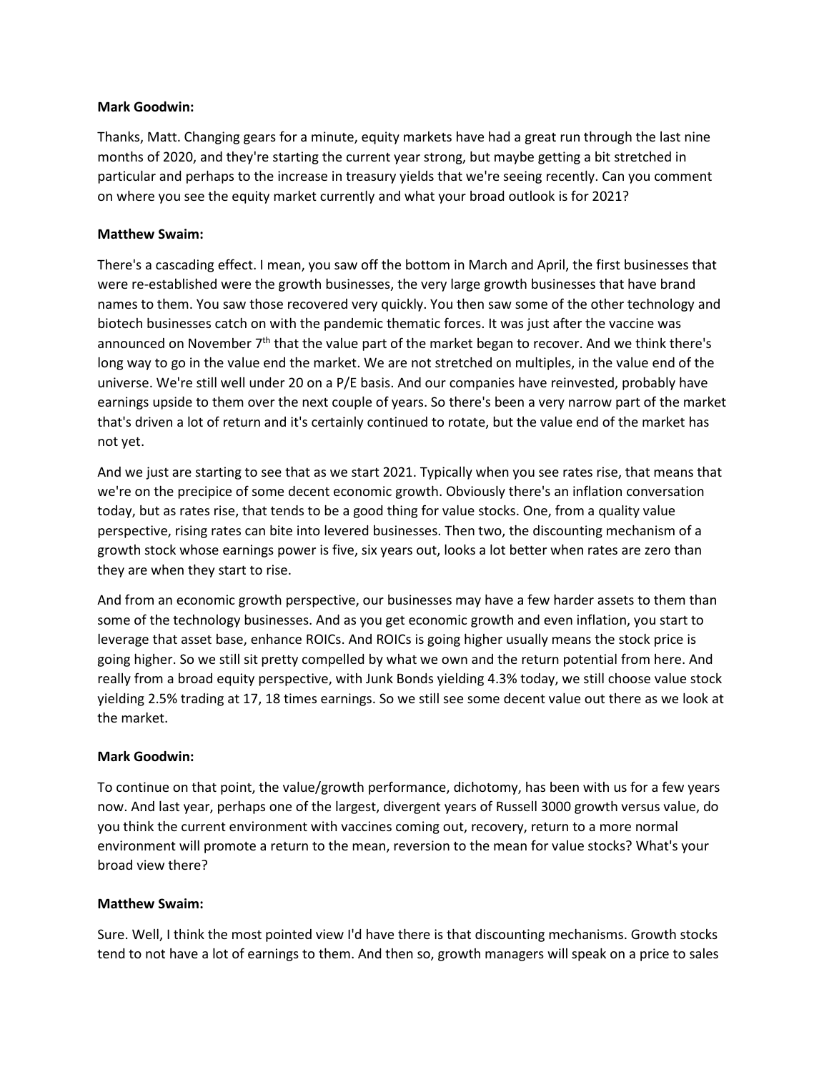**Mark Goodwin:**

Thanks, Matt. Changing gears for a minute, equity markets have had a great run through the last nine months of 2020, and they're starting the current year strong, but maybe getting a bit stretched in particular and perhaps to the increase in treasury yields that we're seeing recently. Can you comment on where you see the equity market currently and what your broad outlook is for 2021?

**Matthew Swaim:**

There's a cascading effect. I mean, you saw off the bottom in March and April, the first businesses that were re-established were the growth businesses, the very large growth businesses that have brand names to them. You saw those recovered very quickly. You then saw some of the other technology and biotech businesses catch on with the pandemic thematic forces. It was just after the vaccine was announced on November 7th that the value part of the market began to recover. And we think there's long way to go in the value end the market. We are not stretched on multiples, in the value end of the universe. We're still well under 20 on a P/E basis. And our companies have reinvested, probably have earnings upside to them over the next couple of years. So there's been a very narrow part of the market that's driven a lot of return and it's certainly continued to rotate, but the value end of the market has not yet.

And we just are starting to see that as we start 2021. Typically when you see rates rise, that means that we're on the precipice of some decent economic growth. Obviously there's an inflation conversation today, but as rates rise, that tends to be a good thing for value stocks. One, from a quality value perspective, rising rates can bite into levered businesses. Then two, the discounting mechanism of a growth stock whose earnings power is five, six years out, looks a lot better when rates are zero than they are when they start to rise.

And from an economic growth perspective, our businesses may have a few harder assets to them than some of the technology businesses. And as you get economic growth and even inflation, you start to leverage that asset base, enhance ROICs. And ROICs is going higher usually means the stock price is going higher. So we still sit pretty compelled by what we own and the return potential from here. And really from a broad equity perspective, with Junk Bonds yielding 4.3% today, we still choose value stock yielding 2.5% trading at 17, 18 times earnings. So we still see some decent value out there as we look at the market.

**Mark Goodwin:**

To continue on that point, the value/growth performance, dichotomy, has been with us for a few years now. And last year, perhaps one of the largest, divergent years of Russell 3000 growth versus value, do you think the current environment with vaccines coming out, recovery, return to a more normal environment will promote a return to the mean, reversion to the mean for value stocks? What's your broad view there?

**Matthew Swaim:**

Sure. Well, I think the most pointed view I'd have there is that discounting mechanisms. Growth stocks tend to not have a lot of earnings to them. And then so, growth managers will speak on a price to sales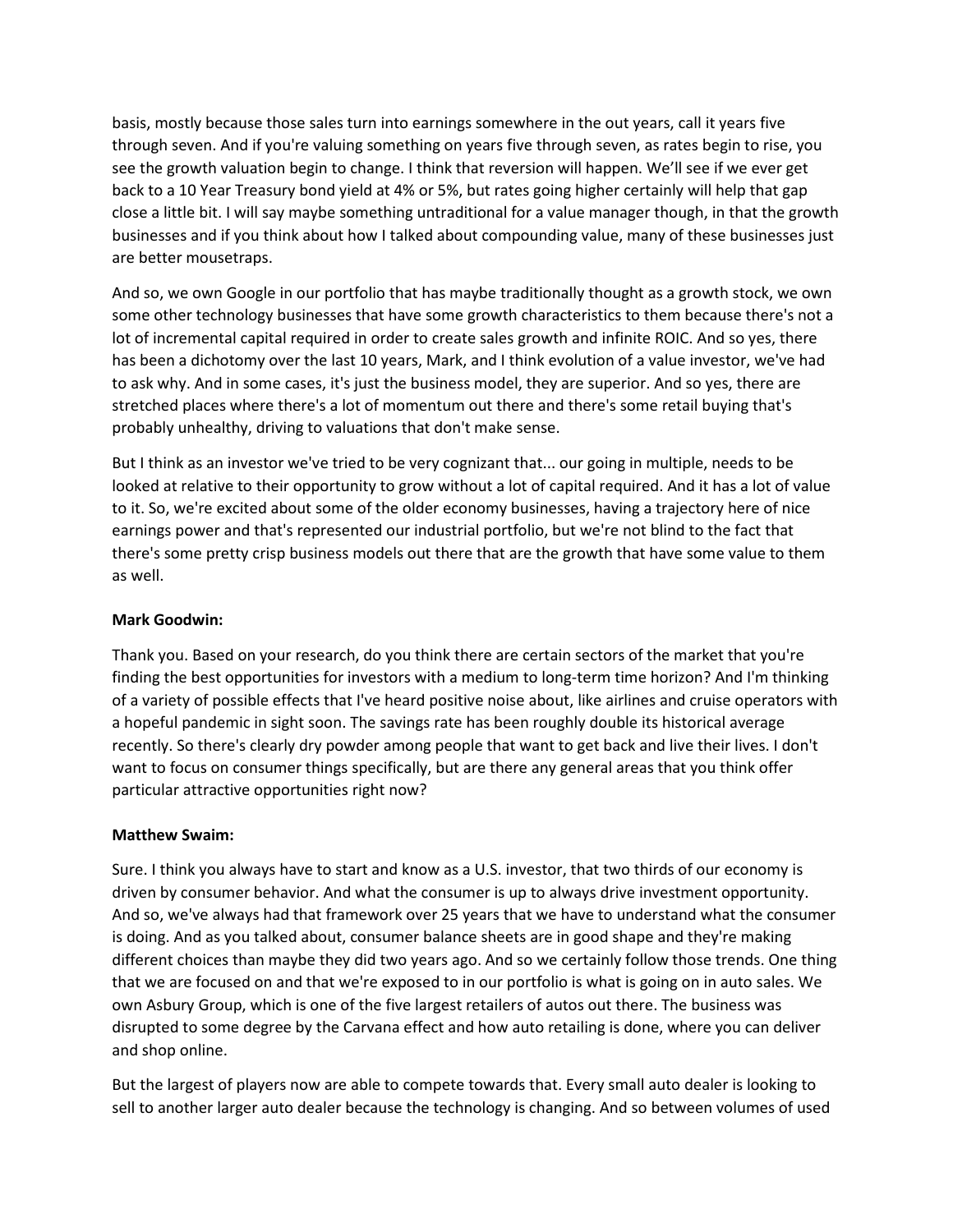basis, mostly because those sales turn into earnings somewhere in the out years, call it years five through seven. And if you're valuing something on years five through seven, as rates begin to rise, you see the growth valuation begin to change. I think that reversion will happen. We'll see if we ever get back to a 10 Year Treasury bond yield at 4% or 5%, but rates going higher certainly will help that gap close a little bit. I will say maybe something untraditional for a value manager though, in that the growth businesses and if you think about how I talked about compounding value, many of these businesses just are better mousetraps.

And so, we own Google in our portfolio that has maybe traditionally thought as a growth stock, we own some other technology businesses that have some growth characteristics to them because there's not a lot of incremental capital required in order to create sales growth and infinite ROIC. And so yes, there has been a dichotomy over the last 10 years, Mark, and I think evolution of a value investor, we've had to ask why. And in some cases, it's just the business model, they are superior. And so yes, there are stretched places where there's a lot of momentum out there and there's some retail buying that's probably unhealthy, driving to valuations that don't make sense.

But I think as an investor we've tried to be very cognizant that... our going in multiple, needs to be looked at relative to their opportunity to grow without a lot of capital required. And it has a lot of value to it. So, we're excited about some of the older economy businesses, having a trajectory here of nice earnings power and that's represented our industrial portfolio, but we're not blind to the fact that there's some pretty crisp business models out there that are the growth that have some value to them as well.

**Mark Goodwin:**

Thank you. Based on your research, do you think there are certain sectors of the market that you're finding the best opportunities for investors with a medium to long-term time horizon? And I'm thinking of a variety of possible effects that I've heard positive noise about, like airlines and cruise operators with a hopeful pandemic in sight soon. The savings rate has been roughly double its historical average recently. So there's clearly dry powder among people that want to get back and live their lives. I don't want to focus on consumer things specifically, but are there any general areas that you think offer particular attractive opportunities right now?

**Matthew Swaim:**

Sure. I think you always have to start and know as a U.S. investor, that two thirds of our economy is driven by consumer behavior. And what the consumer is up to always drive investment opportunity. And so, we've always had that framework over 25 years that we have to understand what the consumer is doing. And as you talked about, consumer balance sheets are in good shape and they're making different choices than maybe they did two years ago. And so we certainly follow those trends. One thing that we are focused on and that we're exposed to in our portfolio is what is going on in auto sales. We own Asbury Group, which is one of the five largest retailers of autos out there. The business was disrupted to some degree by the Carvana effect and how auto retailing is done, where you can deliver and shop online.

But the largest of players now are able to compete towards that. Every small auto dealer is looking to sell to another larger auto dealer because the technology is changing. And so between volumes of used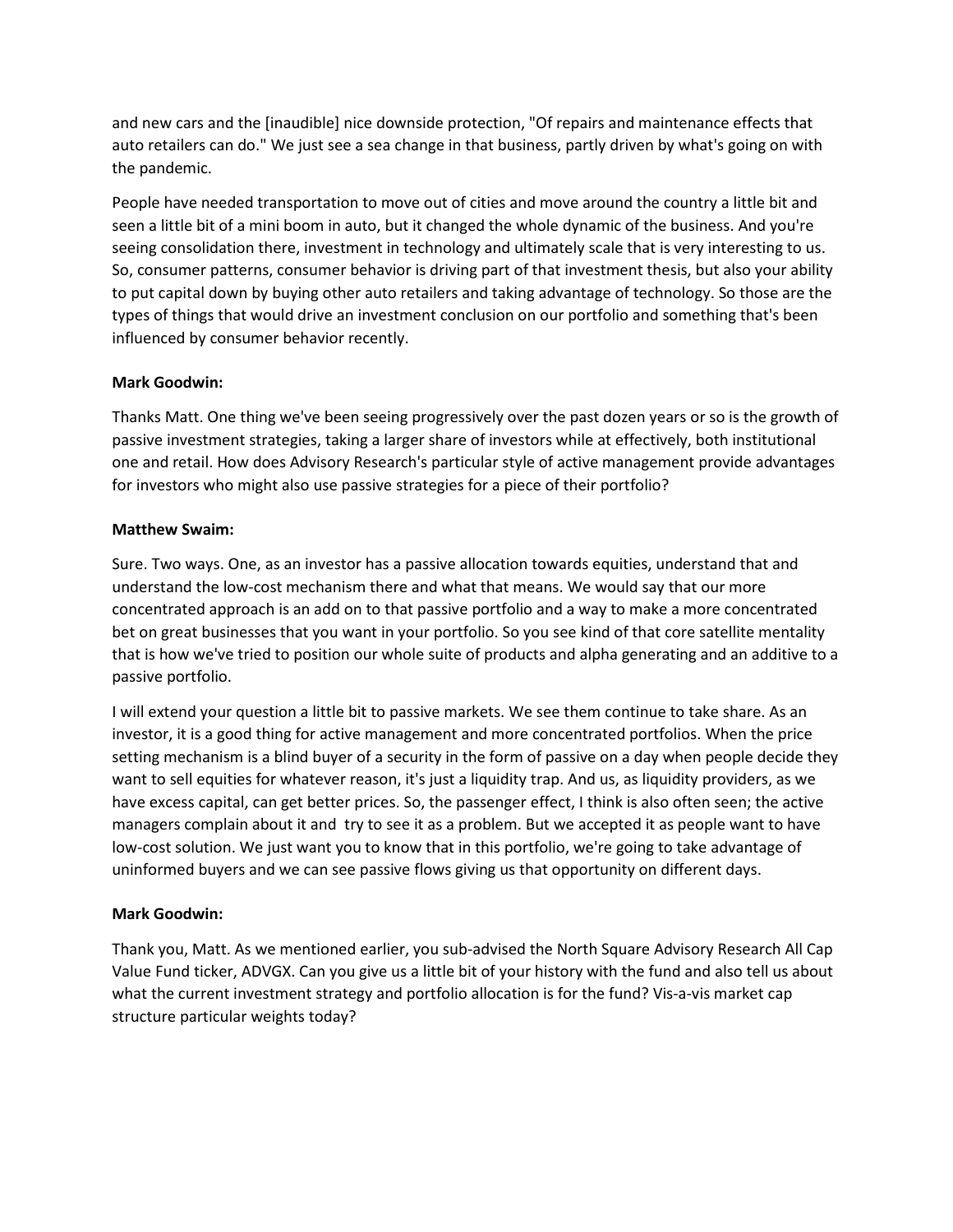and new cars and the [inaudible] nice downside protection, "Of repairs and maintenance effects that auto retailers can do." We just see a sea change in that business, partly driven by what's going on with the pandemic.

People have needed transportation to move out of cities and move around the country a little bit and seen a little bit of a mini boom in auto, but it changed the whole dynamic of the business. And you're seeing consolidation there, investment in technology and ultimately scale that is very interesting to us. So, consumer patterns, consumer behavior is driving part of that investment thesis, but also your ability to put capital down by buying other auto retailers and taking advantage of technology. So those are the types of things that would drive an investment conclusion on our portfolio and something that's been influenced by consumer behavior recently.

**Mark Goodwin:**

Thanks Matt. One thing we've been seeing progressively over the past dozen years or so is the growth of passive investment strategies, taking a larger share of investors while at effectively, both institutional one and retail. How does Advisory Research's particular style of active management provide advantages for investors who might also use passive strategies for a piece of their portfolio?

**Matthew Swaim:**

Sure. Two ways. One, as an investor has a passive allocation towards equities, understand that and understand the low-cost mechanism there and what that means. We would say that our more concentrated approach is an add on to that passive portfolio and a way to make a more concentrated bet on great businesses that you want in your portfolio. So you see kind of that core satellite mentality that is how we've tried to position our whole suite of products and alpha generating and an additive to a passive portfolio.

I will extend your question a little bit to passive markets. We see them continue to take share. As an investor, it is a good thing for active management and more concentrated portfolios. When the price setting mechanism is a blind buyer of a security in the form of passive on a day when people decide they want to sell equities for whatever reason, it's just a liquidity trap. And us, as liquidity providers, as we have excess capital, can get better prices. So, the passenger effect, I think is also often seen; the active managers complain about it and try to see it as a problem. But we accepted it as people want to have low-cost solution. We just want you to know that in this portfolio, we're going to take advantage of uninformed buyers and we can see passive flows giving us that opportunity on different days.

**Mark Goodwin:**

Thank you, Matt. As we mentioned earlier, you sub-advised the North Square Advisory Research All Cap Value Fund ticker, ADVGX. Can you give us a little bit of your history with the fund and also tell us about what the current investment strategy and portfolio allocation is for the fund? Vis-a-vis market cap structure particular weights today?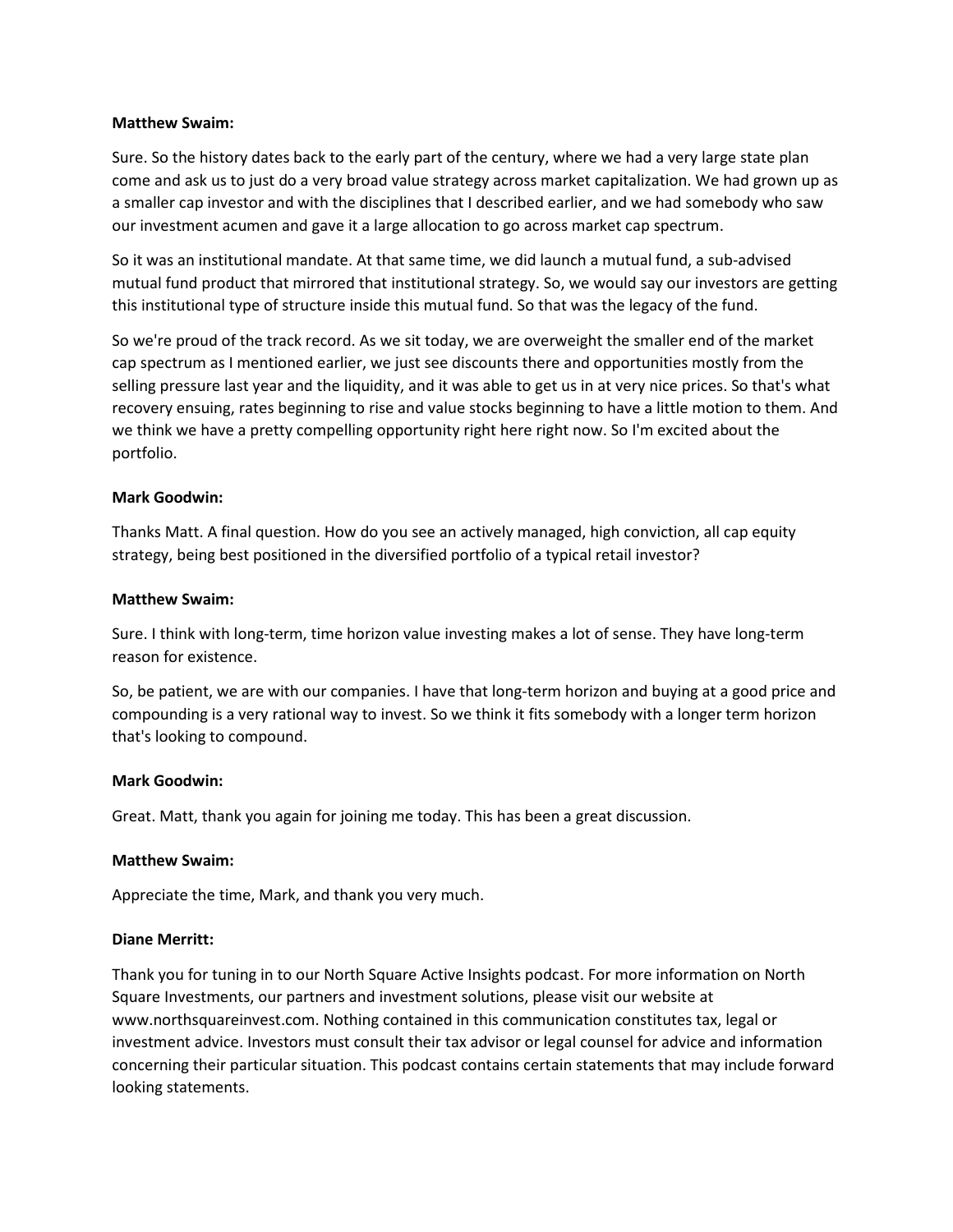**Matthew Swaim:**

Sure. So the history dates back to the early part of the century, where we had a very large state plan come and ask us to just do a very broad value strategy across market capitalization. We had grown up as a smaller cap investor and with the disciplines that I described earlier, and we had somebody who saw our investment acumen and gave it a large allocation to go across market cap spectrum.

So it was an institutional mandate. At that same time, we did launch a mutual fund, a sub-advised mutual fund product that mirrored that institutional strategy. So, we would say our investors are getting this institutional type of structure inside this mutual fund. So that was the legacy of the fund.

So we're proud of the track record. As we sit today, we are overweight the smaller end of the market cap spectrum as I mentioned earlier, we just see discounts there and opportunities mostly from the selling pressure last year and the liquidity, and it was able to get us in at very nice prices. So that's what recovery ensuing, rates beginning to rise and value stocks beginning to have a little motion to them. And we think we have a pretty compelling opportunity right here right now. So I'm excited about the portfolio.

**Mark Goodwin:**

Thanks Matt. A final question. How do you see an actively managed, high conviction, all cap equity strategy, being best positioned in the diversified portfolio of a typical retail investor?

**Matthew Swaim:**

Sure. I think with long-term, time horizon value investing makes a lot of sense. They have long-term reason for existence.

So, be patient, we are with our companies. I have that long-term horizon and buying at a good price and compounding is a very rational way to invest. So we think it fits somebody with a longer term horizon that's looking to compound.

**Mark Goodwin:**

Great. Matt, thank you again for joining me today. This has been a great discussion.

**Matthew Swaim:**

Appreciate the time, Mark, and thank you very much.

**Diane Merritt:**

Thank you for tuning in to our North Square Active Insights podcast. For more information on North Square Investments, our partners and investment solutions, please visit our website at www.northsquareinvest.com. Nothing contained in this communication constitutes tax, legal or investment advice. Investors must consult their tax advisor or legal counsel for advice and information concerning their particular situation. This podcast contains certain statements that may include forward looking statements.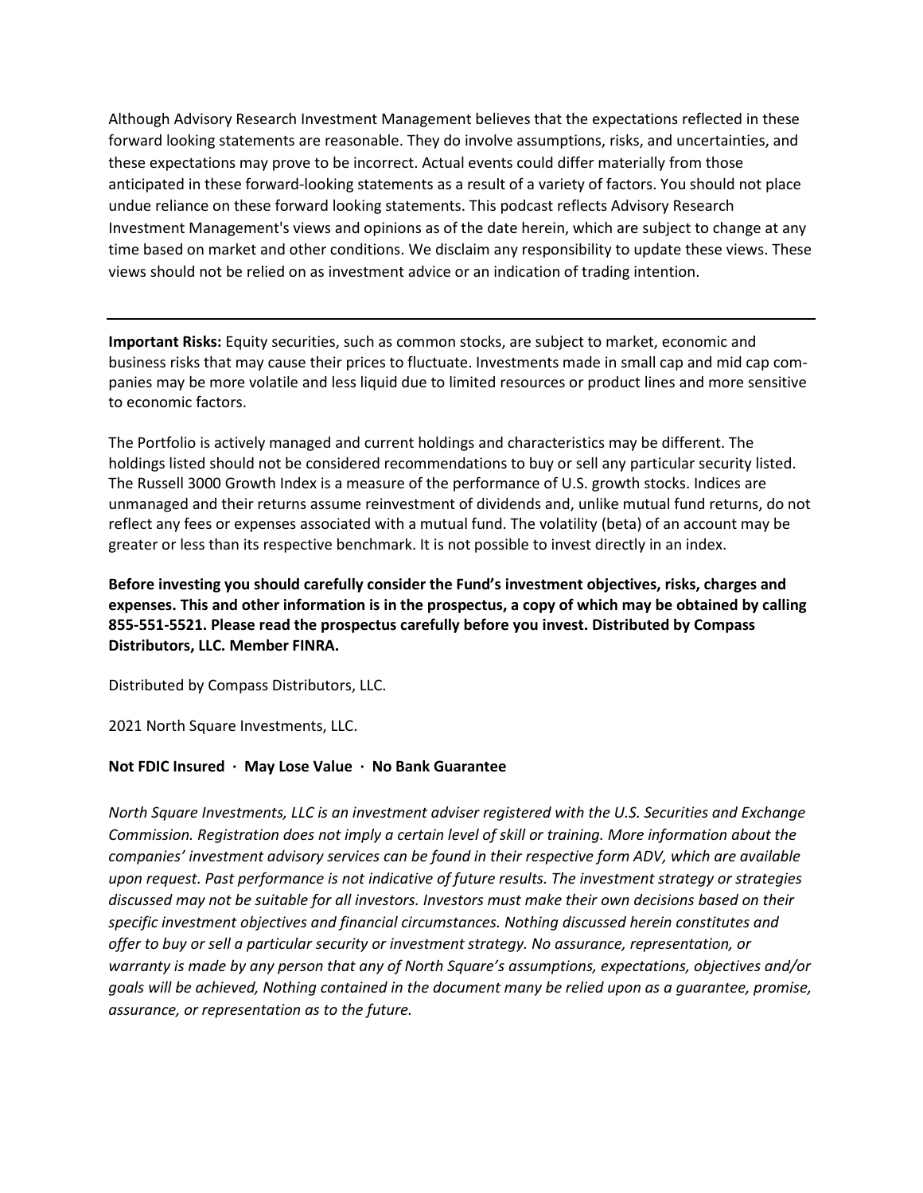Although Advisory Research Investment Management believes that the expectations reflected in these forward looking statements are reasonable. They do involve assumptions, risks, and uncertainties, and these expectations may prove to be incorrect. Actual events could differ materially from those anticipated in these forward-looking statements as a result of a variety of factors. You should not place undue reliance on these forward looking statements. This podcast reflects Advisory Research Investment Management's views and opinions as of the date herein, which are subject to change at any time based on market and other conditions. We disclaim any responsibility to update these views. These views should not be relied on as investment advice or an indication of trading intention.

---

**Important Risks:** Equity securities, such as common stocks, are subject to market, economic and business risks that may cause their prices to fluctuate. Investments made in small cap and mid cap companies may be more volatile and less liquid due to limited resources or product lines and more sensitive to economic factors.

The Portfolio is actively managed and current holdings and characteristics may be different. The holdings listed should not be considered recommendations to buy or sell any particular security listed. The Russell 3000 Growth Index is a measure of the performance of U.S. growth stocks. Indices are unmanaged and their returns assume reinvestment of dividends and, unlike mutual fund returns, do not reflect any fees or expenses associated with a mutual fund. The volatility (beta) of an account may be greater or less than its respective benchmark. It is not possible to invest directly in an index.

**Before investing you should carefully consider the Fund's investment objectives, risks, charges and expenses. This and other information is in the prospectus, a copy of which may be obtained by calling 855-551-5521. Please read the prospectus carefully before you invest. Distributed by Compass Distributors, LLC. Member FINRA.**

Distributed by Compass Distributors, LLC.

2021 North Square Investments, LLC.

**Not FDIC Insured · May Lose Value · No Bank Guarantee**

*North Square Investments, LLC is an investment adviser registered with the U.S. Securities and Exchange Commission. Registration does not imply a certain level of skill or training. More information about the companies' investment advisory services can be found in their respective form ADV, which are available upon request. Past performance is not indicative of future results. The investment strategy or strategies discussed may not be suitable for all investors. Investors must make their own decisions based on their specific investment objectives and financial circumstances. Nothing discussed herein constitutes and offer to buy or sell a particular security or investment strategy. No assurance, representation, or warranty is made by any person that any of North Square's assumptions, expectations, objectives and/or goals will be achieved, Nothing contained in the document many be relied upon as a guarantee, promise, assurance, or representation as to the future.*